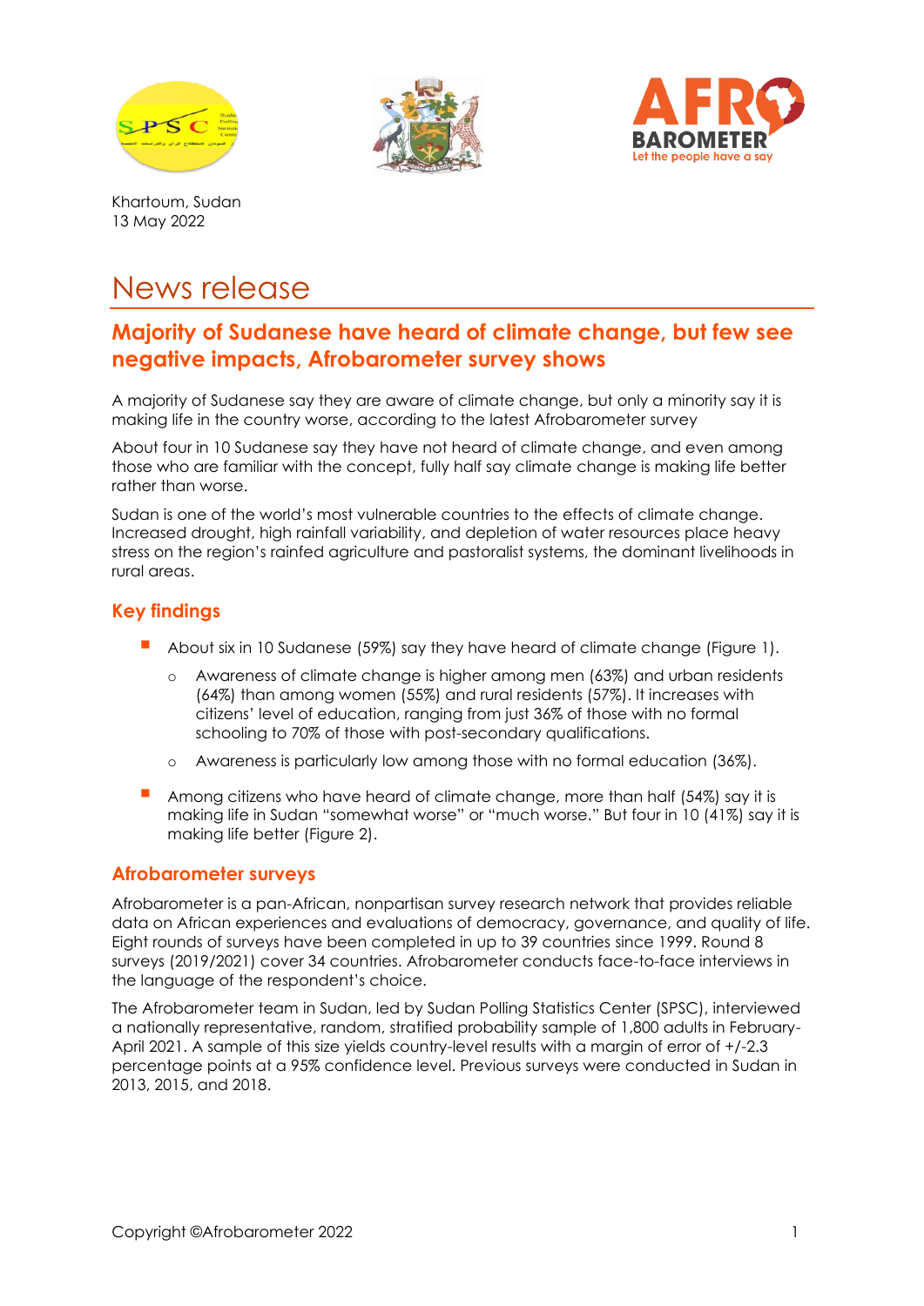Khartoum, Sudan
13 May 2022

# News release

## Majority of Sudanese have heard of climate change, but few see negative impacts, Afrobarometer survey shows

A majority of Sudanese say they are aware of climate change, but only a minority say it is making life in the country worse, according to the latest Afrobarometer survey

About four in 10 Sudanese say they have not heard of climate change, and even among those who are familiar with the concept, fully half say climate change is making life better rather than worse.

Sudan is one of the world's most vulnerable countries to the effects of climate change. Increased drought, high rainfall variability, and depletion of water resources place heavy stress on the region's rainfed agriculture and pastoralist systems, the dominant livelihoods in rural areas.

### Key findings

- About six in 10 Sudanese (59%) say they have heard of climate change (Figure 1).
  - Awareness of climate change is higher among men (63%) and urban residents (64%) than among women (55%) and rural residents (57%). It increases with citizens' level of education, ranging from just 36% of those with no formal schooling to 70% of those with post-secondary qualifications.
  - Awareness is particularly low among those with no formal education (36%).
- Among citizens who have heard of climate change, more than half (54%) say it is making life in Sudan "somewhat worse" or "much worse." But four in 10 (41%) say it is making life better (Figure 2).

### Afrobarometer surveys

Afrobarometer is a pan-African, nonpartisan survey research network that provides reliable data on African experiences and evaluations of democracy, governance, and quality of life. Eight rounds of surveys have been completed in up to 39 countries since 1999. Round 8 surveys (2019/2021) cover 34 countries. Afrobarometer conducts face-to-face interviews in the language of the respondent's choice.

The Afrobarometer team in Sudan, led by Sudan Polling Statistics Center (SPSC), interviewed a nationally representative, random, stratified probability sample of 1,800 adults in February-April 2021. A sample of this size yields country-level results with a margin of error of +/-2.3 percentage points at a 95% confidence level. Previous surveys were conducted in Sudan in 2013, 2015, and 2018.

Copyright ©Afrobarometer 2022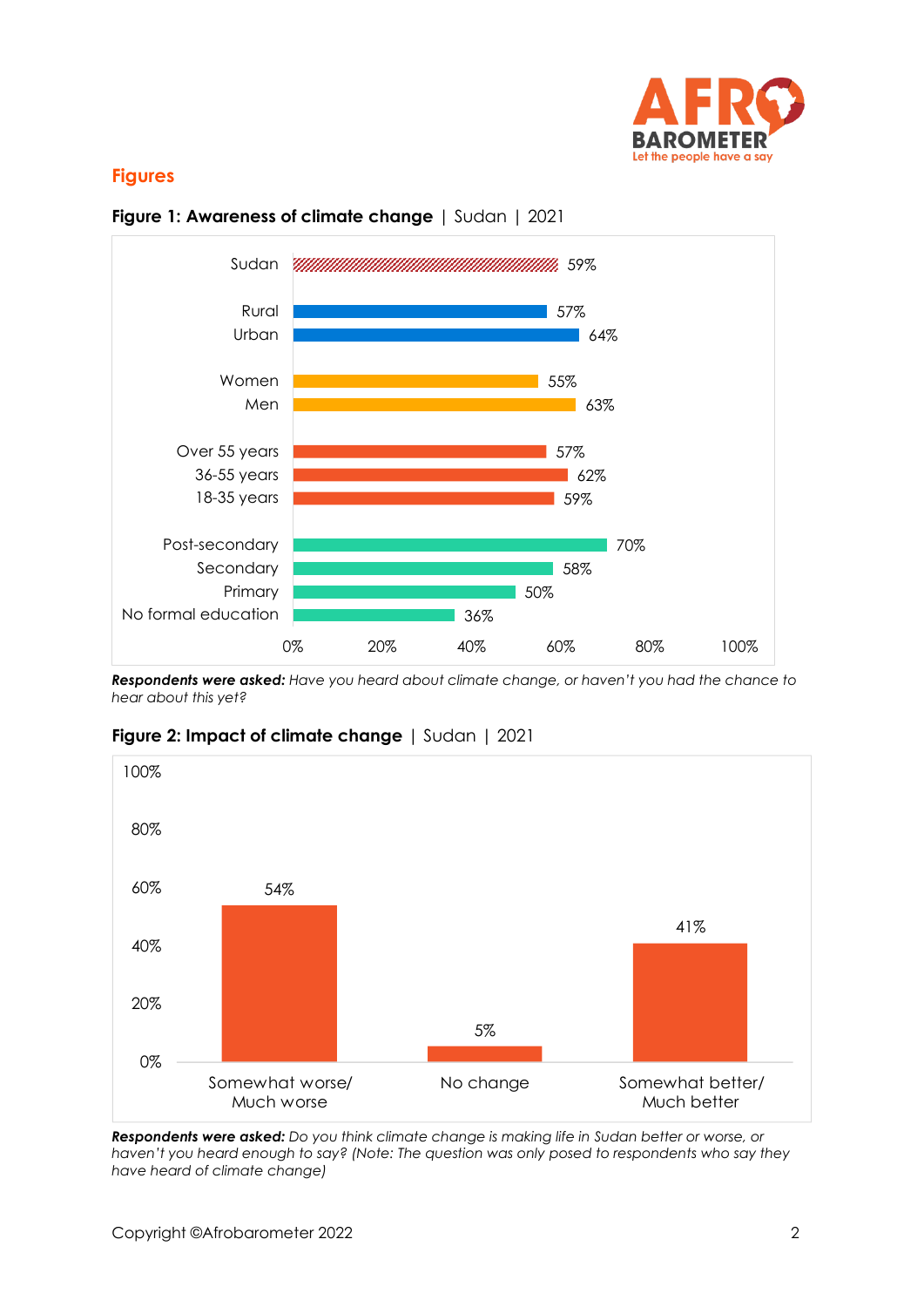## Figures

**Figure 1: Awareness of climate change** | Sudan | 2021

| | Percent |
|---|---|
| Sudan | 59% |
| Rural | 57% |
| Urban | 64% |
| Women | 55% |
| Men | 63% |
| Over 55 years | 57% |
| 36-55 years | 62% |
| 18-35 years | 59% |
| Post-secondary | 70% |
| Secondary | 58% |
| Primary | 50% |
| No formal education | 36% |

***Respondents were asked:*** *Have you heard about climate change, or haven't you had the chance to hear about this yet?*

**Figure 2: Impact of climate change** | Sudan | 2021

| Somewhat worse/ Much worse | No change | Somewhat better/ Much better |
|---|---|---|
| 54% | 5% | 41% |

***Respondents were asked:*** *Do you think climate change is making life in Sudan better or worse, or haven't you heard enough to say? (Note: The question was only posed to respondents who say they have heard of climate change)*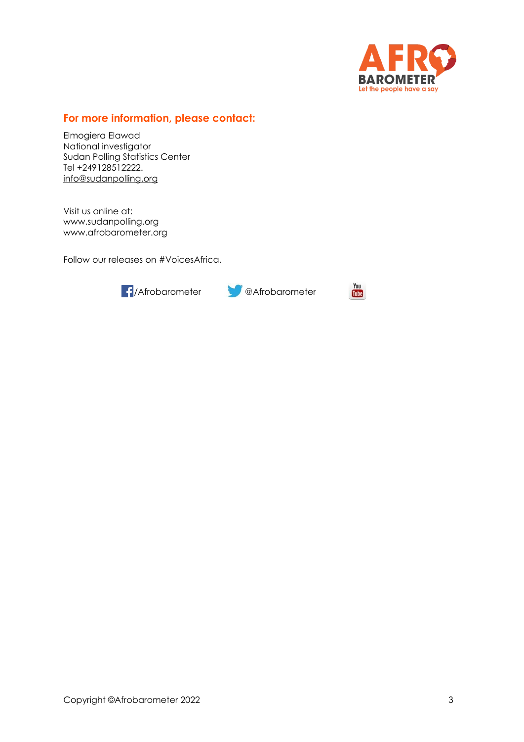## For more information, please contact:

Elmogiera Elawad
National investigator
Sudan Polling Statistics Center
Tel +249128512222.
info@sudanpolling.org

Visit us online at:
www.sudanpolling.org
www.afrobarometer.org

Follow our releases on #VoicesAfrica.

/Afrobarometer @Afrobarometer

Copyright ©Afrobarometer 2022